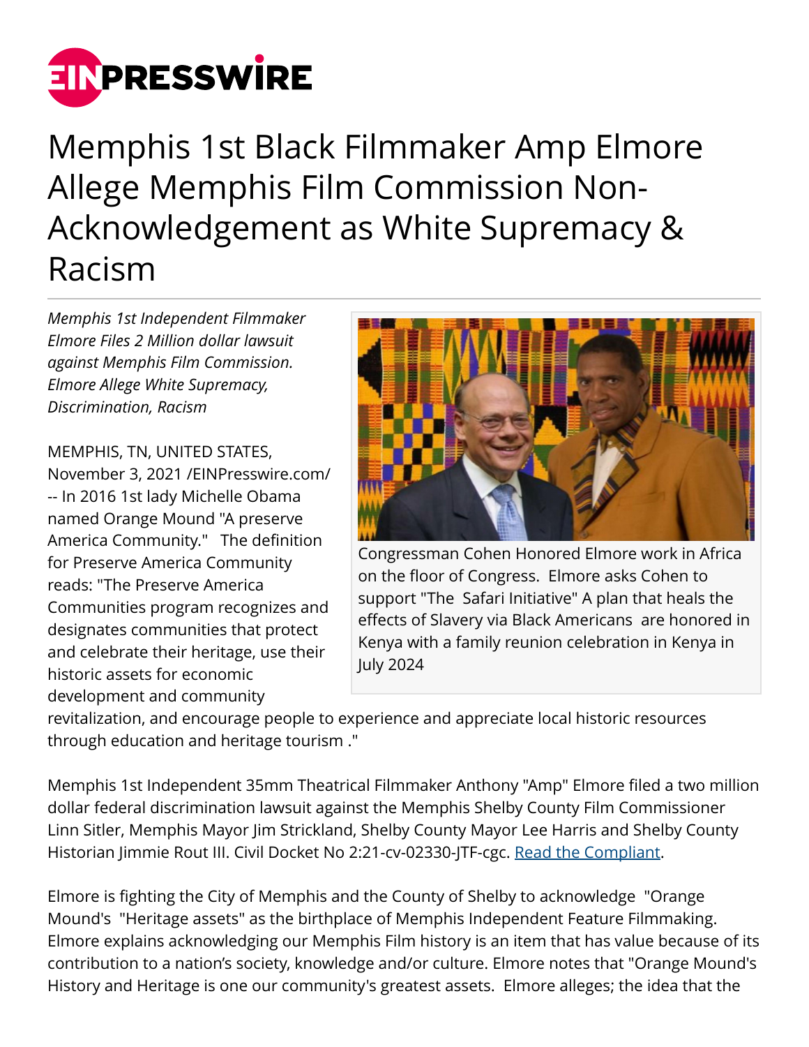# Memphis 1st Black Filmmaker Amp Elmore Allege Memphis Film Commission Non-Acknowledgement as White Supremacy & Racism

*Memphis 1st Independent Filmmaker Elmore Files 2 Million dollar lawsuit against Memphis Film Commission. Elmore Allege White Supremacy, Discrimination, Racism*

Congressman Cohen Honored Elmore work in Africa on the floor of Congress. Elmore asks Cohen to support "The Safari Initiative" A plan that heals the effects of Slavery via Black Americans are honored in Kenya with a family reunion celebration in Kenya in July 2024

MEMPHIS, TN, UNITED STATES, November 3, 2021 /EINPresswire.com/ -- In 2016 1st lady Michelle Obama named Orange Mound "A preserve America Community." The definition for Preserve America Community reads: "The Preserve America Communities program recognizes and designates communities that protect and celebrate their heritage, use their historic assets for economic development and community revitalization, and encourage people to experience and appreciate local historic resources through education and heritage tourism ."

Memphis 1st Independent 35mm Theatrical Filmmaker Anthony "Amp" Elmore filed a two million dollar federal discrimination lawsuit against the Memphis Shelby County Film Commissioner Linn Sitler, Memphis Mayor Jim Strickland, Shelby County Mayor Lee Harris and Shelby County Historian Jimmie Rout III. Civil Docket No 2:21-cv-02330-JTF-cgc. [Read the Compliant](#).

Elmore is fighting the City of Memphis and the County of Shelby to acknowledge "Orange Mound's "Heritage assets" as the birthplace of Memphis Independent Feature Filmmaking. Elmore explains acknowledging our Memphis Film history is an item that has value because of its contribution to a nation's society, knowledge and/or culture. Elmore notes that "Orange Mound's History and Heritage is one our community's greatest assets. Elmore alleges; the idea that the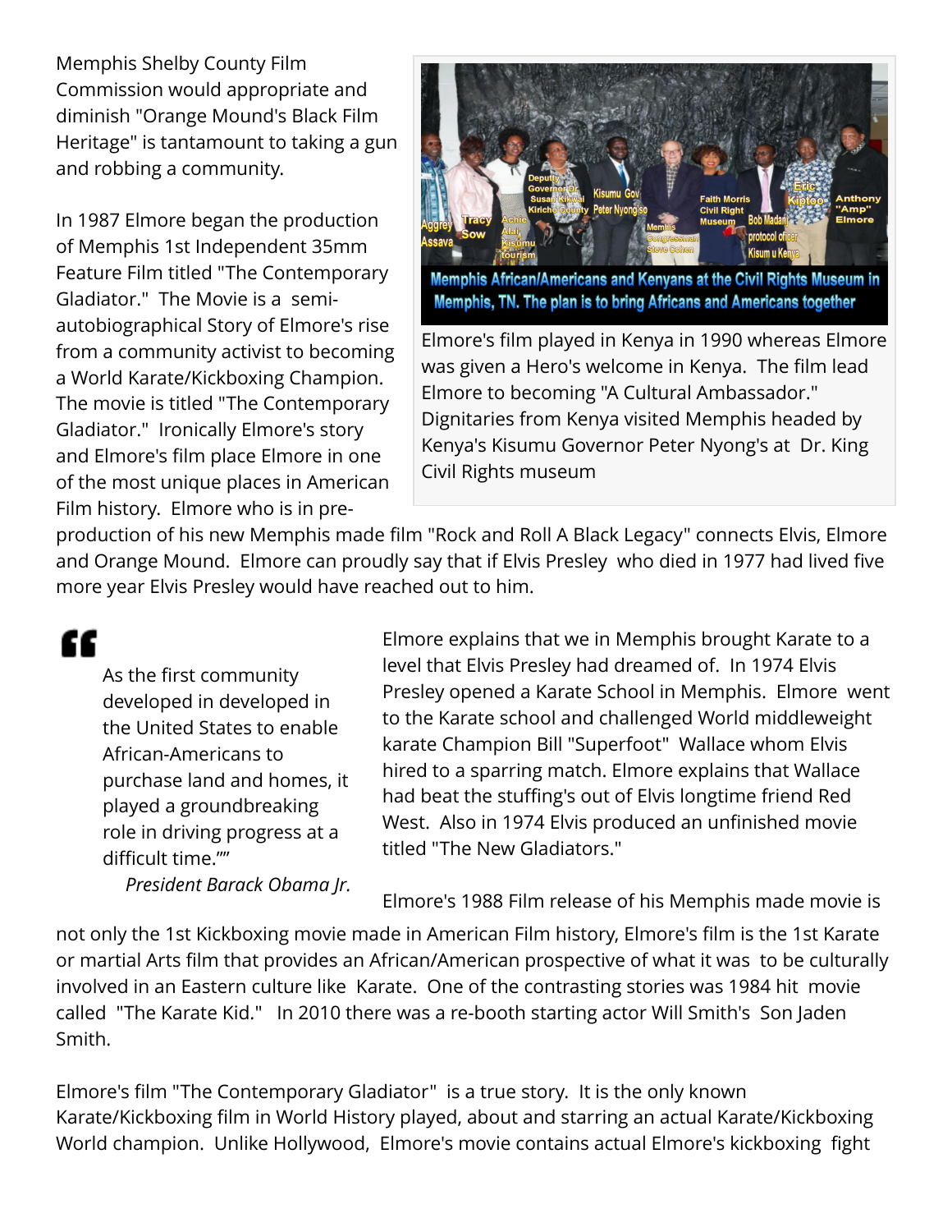Memphis Shelby County Film Commission would appropriate and diminish "Orange Mound's Black Film Heritage" is tantamount to taking a gun and robbing a community.

In 1987 Elmore began the production of Memphis 1st Independent 35mm Feature Film titled "The Contemporary Gladiator." The Movie is a semi-autobiographical Story of Elmore's rise from a community activist to becoming a World Karate/Kickboxing Champion. The movie is titled "The Contemporary Gladiator." Ironically Elmore's story and Elmore's film place Elmore in one of the most unique places in American Film history. Elmore who is in pre-production of his new Memphis made film "Rock and Roll A Black Legacy" connects Elvis, Elmore and Orange Mound. Elmore can proudly say that if Elvis Presley who died in 1977 had lived five more year Elvis Presley would have reached out to him.

Elmore's film played in Kenya in 1990 whereas Elmore was given a Hero's welcome in Kenya. The film lead Elmore to becoming "A Cultural Ambassador." Dignitaries from Kenya visited Memphis headed by Kenya's Kisumu Governor Peter Nyong's at Dr. King Civil Rights museum

> As the first community developed in developed in the United States to enable African-Americans to purchase land and homes, it played a groundbreaking role in driving progress at a difficult time.""
>
> *President Barack Obama Jr.*

Elmore explains that we in Memphis brought Karate to a level that Elvis Presley had dreamed of. In 1974 Elvis Presley opened a Karate School in Memphis. Elmore went to the Karate school and challenged World middleweight karate Champion Bill "Superfoot" Wallace whom Elvis hired to a sparring match. Elmore explains that Wallace had beat the stuffing's out of Elvis longtime friend Red West. Also in 1974 Elvis produced an unfinished movie titled "The New Gladiators."

Elmore's 1988 Film release of his Memphis made movie is not only the 1st Kickboxing movie made in American Film history, Elmore's film is the 1st Karate or martial Arts film that provides an African/American prospective of what it was to be culturally involved in an Eastern culture like Karate. One of the contrasting stories was 1984 hit movie called "The Karate Kid." In 2010 there was a re-booth starting actor Will Smith's Son Jaden Smith.

Elmore's film "The Contemporary Gladiator" is a true story. It is the only known Karate/Kickboxing film in World History played, about and starring an actual Karate/Kickboxing World champion. Unlike Hollywood, Elmore's movie contains actual Elmore's kickboxing fight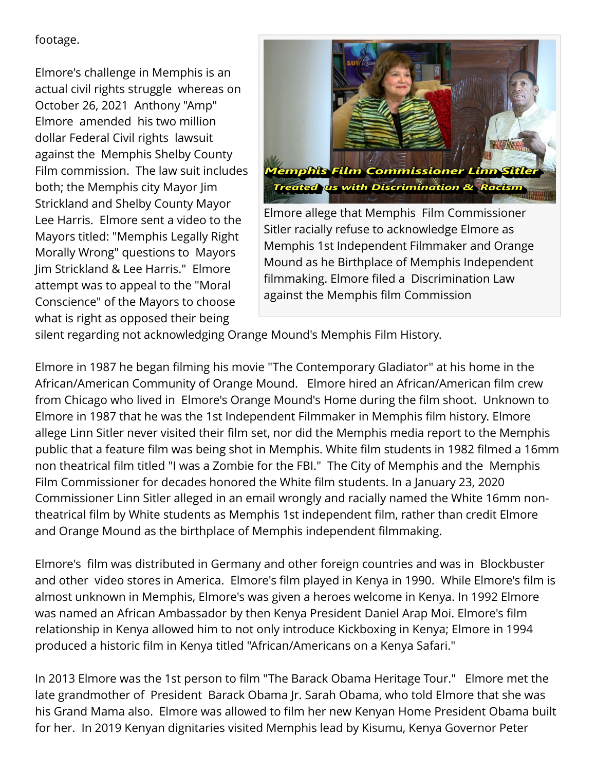footage.

Elmore's challenge in Memphis is an actual civil rights struggle whereas on October 26, 2021 Anthony "Amp" Elmore amended his two million dollar Federal Civil rights lawsuit against the Memphis Shelby County Film commission. The law suit includes both; the Memphis city Mayor Jim Strickland and Shelby County Mayor Lee Harris. Elmore sent a video to the Mayors titled: "Memphis Legally Right Morally Wrong" questions to Mayors Jim Strickland & Lee Harris." Elmore attempt was to appeal to the "Moral Conscience" of the Mayors to choose what is right as opposed their being silent regarding not acknowledging Orange Mound's Memphis Film History.

Elmore allege that Memphis Film Commissioner Sitler racially refuse to acknowledge Elmore as Memphis 1st Independent Filmmaker and Orange Mound as he Birthplace of Memphis Independent filmmaking. Elmore filed a Discrimination Law against the Memphis film Commission

Elmore in 1987 he began filming his movie "The Contemporary Gladiator" at his home in the African/American Community of Orange Mound. Elmore hired an African/American film crew from Chicago who lived in Elmore's Orange Mound's Home during the film shoot. Unknown to Elmore in 1987 that he was the 1st Independent Filmmaker in Memphis film history. Elmore allege Linn Sitler never visited their film set, nor did the Memphis media report to the Memphis public that a feature film was being shot in Memphis. White film students in 1982 filmed a 16mm non theatrical film titled "I was a Zombie for the FBI." The City of Memphis and the Memphis Film Commissioner for decades honored the White film students. In a January 23, 2020 Commissioner Linn Sitler alleged in an email wrongly and racially named the White 16mm non-theatrical film by White students as Memphis 1st independent film, rather than credit Elmore and Orange Mound as the birthplace of Memphis independent filmmaking.

Elmore's film was distributed in Germany and other foreign countries and was in Blockbuster and other video stores in America. Elmore's film played in Kenya in 1990. While Elmore's film is almost unknown in Memphis, Elmore's was given a heroes welcome in Kenya. In 1992 Elmore was named an African Ambassador by then Kenya President Daniel Arap Moi. Elmore's film relationship in Kenya allowed him to not only introduce Kickboxing in Kenya; Elmore in 1994 produced a historic film in Kenya titled "African/Americans on a Kenya Safari."

In 2013 Elmore was the 1st person to film "The Barack Obama Heritage Tour." Elmore met the late grandmother of President Barack Obama Jr. Sarah Obama, who told Elmore that she was his Grand Mama also. Elmore was allowed to film her new Kenyan Home President Obama built for her. In 2019 Kenyan dignitaries visited Memphis lead by Kisumu, Kenya Governor Peter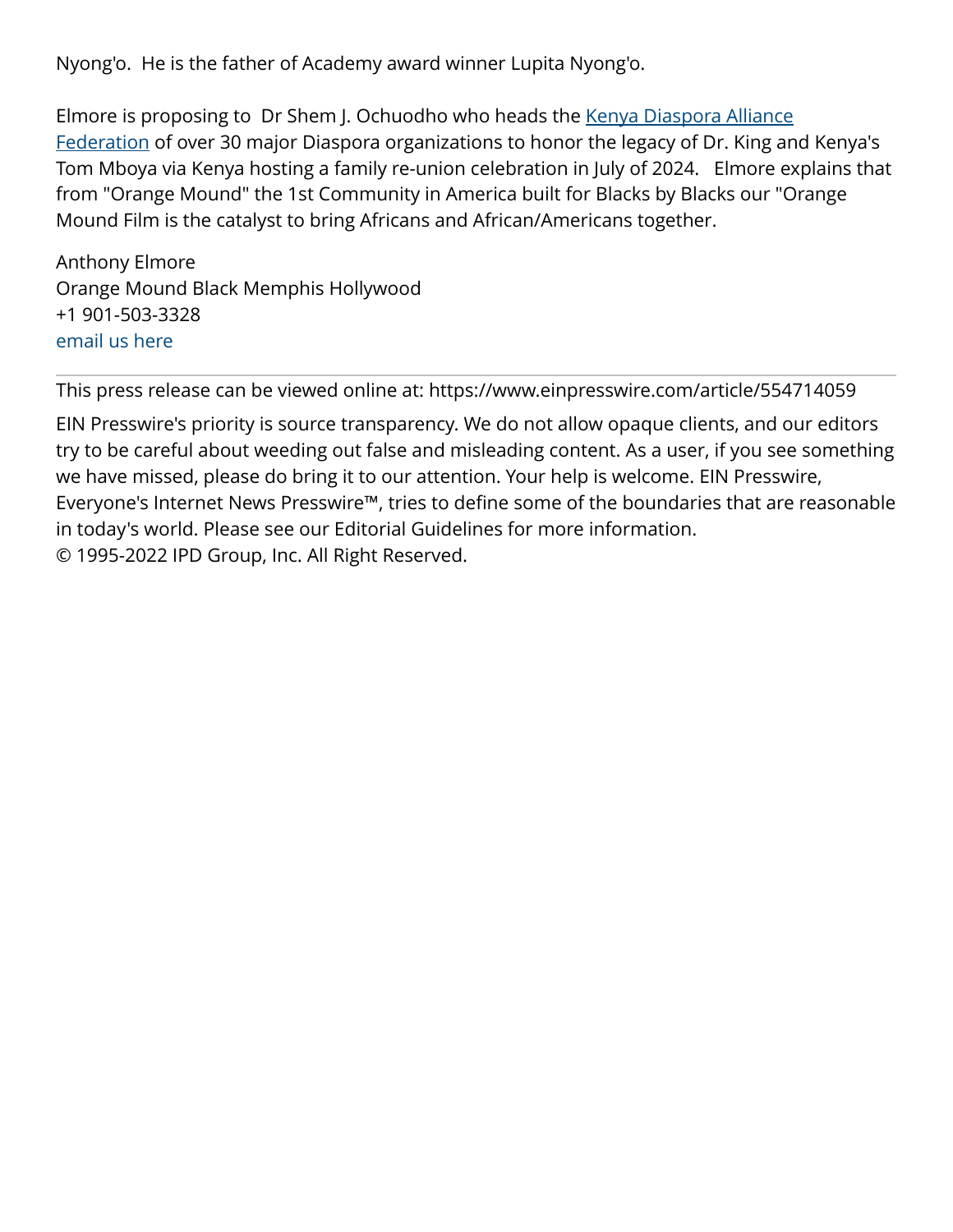Nyong'o.  He is the father of Academy award winner Lupita Nyong'o.

Elmore is proposing to  Dr Shem J. Ochuodho who heads the [Kenya Diaspora Alliance Federation] of over 30 major Diaspora organizations to honor the legacy of Dr. King and Kenya's Tom Mboya via Kenya hosting a family re-union celebration in July of 2024.   Elmore explains that from "Orange Mound" the 1st Community in America built for Blacks by Blacks our "Orange Mound Film is the catalyst to bring Africans and African/Americans together.

Anthony Elmore
Orange Mound Black Memphis Hollywood
+1 901-503-3328
email us here

---

This press release can be viewed online at: https://www.einpresswire.com/article/554714059

EIN Presswire's priority is source transparency. We do not allow opaque clients, and our editors try to be careful about weeding out false and misleading content. As a user, if you see something we have missed, please do bring it to our attention. Your help is welcome. EIN Presswire, Everyone's Internet News Presswire™, tries to define some of the boundaries that are reasonable in today's world. Please see our Editorial Guidelines for more information.
© 1995-2022 IPD Group, Inc. All Right Reserved.